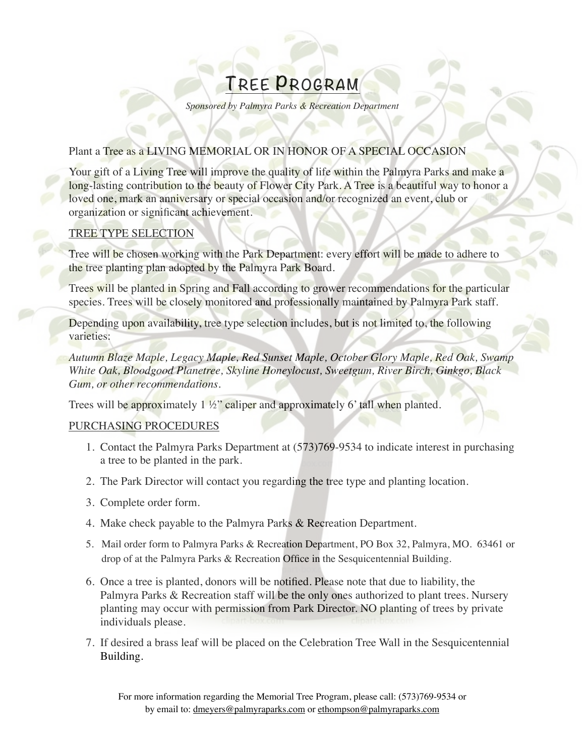# Tree Program

*Sponsored by Palmyra Parks & Recreation Department*

Plant a Tree as a LIVING MEMORIAL OR IN HONOR OF A SPECIAL OCCASION

Your gift of a Living Tree will improve the quality of life within the Palmyra Parks and make a long-lasting contribution to the beauty of Flower City Park. A Tree is a beautiful way to honor a loved one, mark an anniversary or special occasion and/or recognized an event, club or organization or significant achievement.

## TREE TYPE SELECTION

Tree will be chosen working with the Park Department: every effort will be made to adhere to the tree planting plan adopted by the Palmyra Park Board.

Trees will be planted in Spring and Fall according to grower recommendations for the particular species. Trees will be closely monitored and professionally maintained by Palmyra Park staff.

Depending upon availability, tree type selection includes, but is not limited to, the following varieties:

*Autumn Blaze Maple, Legacy Maple, Red Sunset Maple, October Glory Maple, Red Oak, Swamp White Oak, Bloodgood Planetree, Skyline Honeylocust, Sweetgum, River Birch, Ginkgo, Black Gum, or other recommendations.*

Trees will be approximately 1 ½" caliper and approximately 6' tall when planted.

## PURCHASING PROCEDURES

1. Contact the Palmyra Parks Department at (573)769-9534 to indicate interest in purchasing a tree to be planted in the park.
2. The Park Director will contact you regarding the tree type and planting location.
3. Complete order form.
4. Make check payable to the Palmyra Parks & Recreation Department.
5. Mail order form to Palmyra Parks & Recreation Department, PO Box 32, Palmyra, MO. 63461 or drop of at the Palmyra Parks & Recreation Office in the Sesquicentennial Building.
6. Once a tree is planted, donors will be notified. Please note that due to liability, the Palmyra Parks & Recreation staff will be the only ones authorized to plant trees. Nursery planting may occur with permission from Park Director. NO planting of trees by private individuals please.
7. If desired a brass leaf will be placed on the Celebration Tree Wall in the Sesquicentennial Building.

For more information regarding the Memorial Tree Program, please call: (573)769-9534 or by email to: dmeyers@palmyraparks.com or ethompson@palmyraparks.com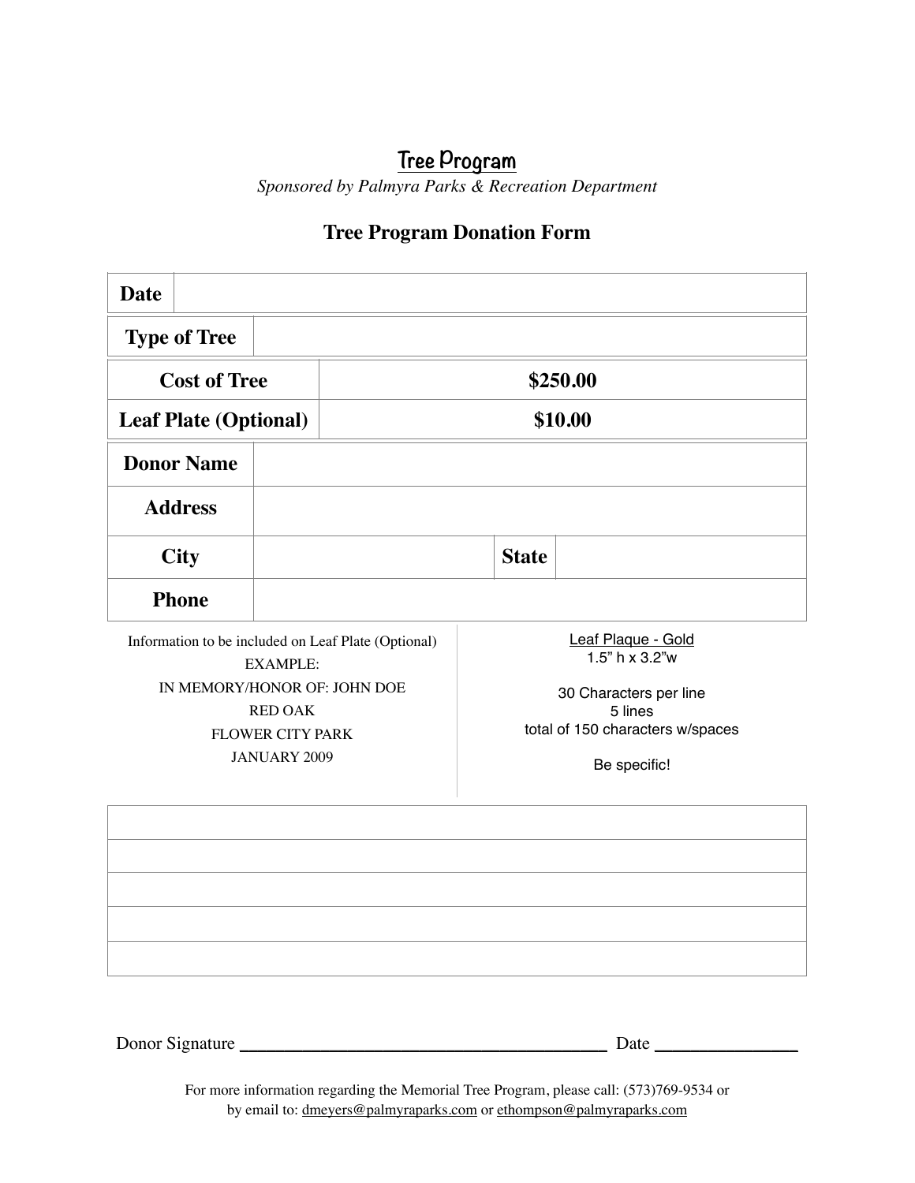# Tree Program

*Sponsored by Palmyra Parks & Recreation Department*

## Tree Program Donation Form

| | | | |
|---|---|---|---|
| **Date** | | | |
| **Type of Tree** | | | |
| **Cost of Tree** | **$250.00** | | |
| **Leaf Plate (Optional)** | **$10.00** | | |
| **Donor Name** | | | |
| **Address** | | | |
| **City** | | **State** | |
| **Phone** | | | |

Information to be included on Leaf Plate (Optional)
EXAMPLE:
IN MEMORY/HONOR OF: JOHN DOE
RED OAK
FLOWER CITY PARK
JANUARY 2009

Leaf Plaque - Gold
1.5" h x 3.2"w

30 Characters per line
5 lines
total of 150 characters w/spaces

Be specific!

| |
|---|
| |
| |
| |
| |
| |

Donor Signature ________________________________________ Date _______________

For more information regarding the Memorial Tree Program, please call: (573)769-9534 or by email to: dmeyers@palmyraparks.com or ethompson@palmyraparks.com